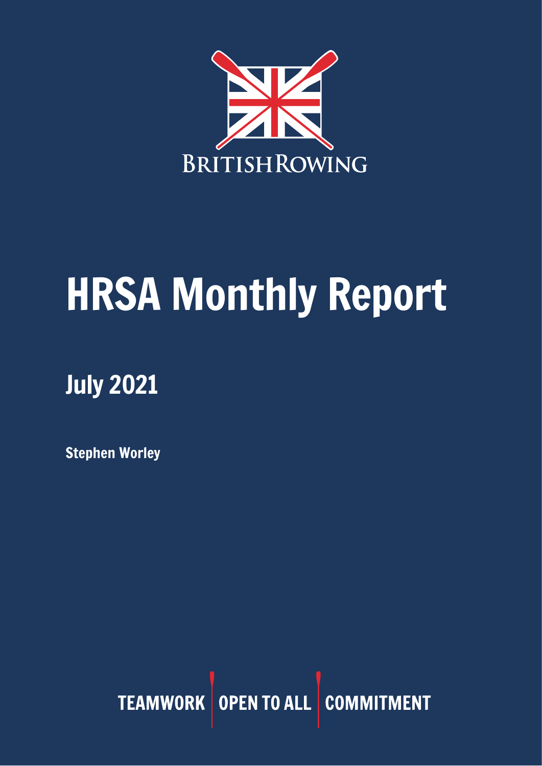BRITISHROWING

# HRSA Monthly Report

## July 2021

**Stephen Worley**

TEAMWORK | OPEN TO ALL | COMMITMENT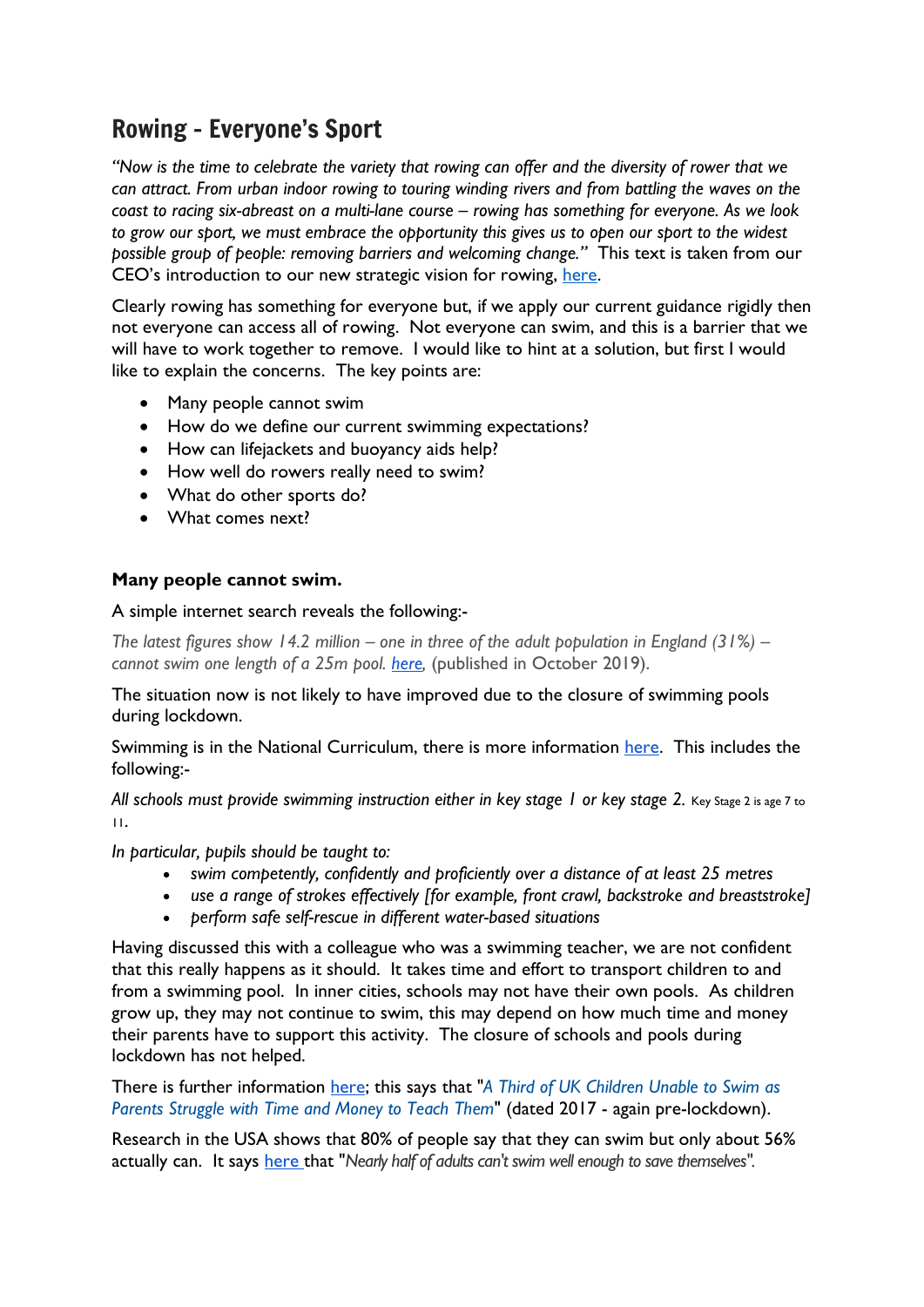## Rowing - Everyone's Sport

*"Now is the time to celebrate the variety that rowing can offer and the diversity of rower that we can attract. From urban indoor rowing to touring winding rivers and from battling the waves on the coast to racing six-abreast on a multi-lane course – rowing has something for everyone. As we look to grow our sport, we must embrace the opportunity this gives us to open our sport to the widest possible group of people: removing barriers and welcoming change."* This text is taken from our CEO's introduction to our new strategic vision for rowing, here.

Clearly rowing has something for everyone but, if we apply our current guidance rigidly then not everyone can access all of rowing. Not everyone can swim, and this is a barrier that we will have to work together to remove. I would like to hint at a solution, but first I would like to explain the concerns. The key points are:

- Many people cannot swim
- How do we define our current swimming expectations?
- How can lifejackets and buoyancy aids help?
- How well do rowers really need to swim?
- What do other sports do?
- What comes next?

**Many people cannot swim.**

A simple internet search reveals the following:-

*The latest figures show 14.2 million – one in three of the adult population in England (31%) – cannot swim one length of a 25m pool. here,* (published in October 2019).

The situation now is not likely to have improved due to the closure of swimming pools during lockdown.

Swimming is in the National Curriculum, there is more information here. This includes the following:-

*All schools must provide swimming instruction either in key stage 1 or key stage 2.* Key Stage 2 is age 7 to 11.

*In particular, pupils should be taught to:*

- *swim competently, confidently and proficiently over a distance of at least 25 metres*
- *use a range of strokes effectively [for example, front crawl, backstroke and breaststroke]*
- *perform safe self-rescue in different water-based situations*

Having discussed this with a colleague who was a swimming teacher, we are not confident that this really happens as it should. It takes time and effort to transport children to and from a swimming pool. In inner cities, schools may not have their own pools. As children grow up, they may not continue to swim, this may depend on how much time and money their parents have to support this activity. The closure of schools and pools during lockdown has not helped.

There is further information here; this says that "*A Third of UK Children Unable to Swim as Parents Struggle with Time and Money to Teach Them*" (dated 2017 - again pre-lockdown).

Research in the USA shows that 80% of people say that they can swim but only about 56% actually can. It says here that "*Nearly half of adults can't swim well enough to save themselves*".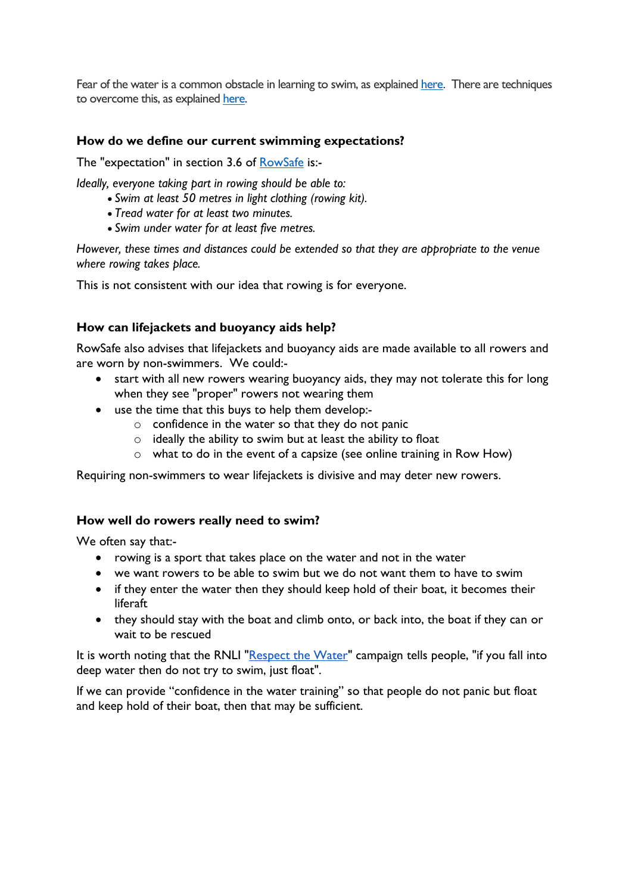Fear of the water is a common obstacle in learning to swim, as explained here. There are techniques to overcome this, as explained here.

### How do we define our current swimming expectations?

The "expectation" in section 3.6 of RowSafe is:-

*Ideally, everyone taking part in rowing should be able to:*

- *Swim at least 50 metres in light clothing (rowing kit).*
- *Tread water for at least two minutes.*
- *Swim under water for at least five metres.*

*However, these times and distances could be extended so that they are appropriate to the venue where rowing takes place.*

This is not consistent with our idea that rowing is for everyone.

### How can lifejackets and buoyancy aids help?

RowSafe also advises that lifejackets and buoyancy aids are made available to all rowers and are worn by non-swimmers. We could:-

- start with all new rowers wearing buoyancy aids, they may not tolerate this for long when they see "proper" rowers not wearing them
- use the time that this buys to help them develop:-
  - confidence in the water so that they do not panic
  - ideally the ability to swim but at least the ability to float
  - what to do in the event of a capsize (see online training in Row How)

Requiring non-swimmers to wear lifejackets is divisive and may deter new rowers.

### How well do rowers really need to swim?

We often say that:-

- rowing is a sport that takes place on the water and not in the water
- we want rowers to be able to swim but we do not want them to have to swim
- if they enter the water then they should keep hold of their boat, it becomes their liferaft
- they should stay with the boat and climb onto, or back into, the boat if they can or wait to be rescued

It is worth noting that the RNLI "Respect the Water" campaign tells people, "if you fall into deep water then do not try to swim, just float".

If we can provide "confidence in the water training" so that people do not panic but float and keep hold of their boat, then that may be sufficient.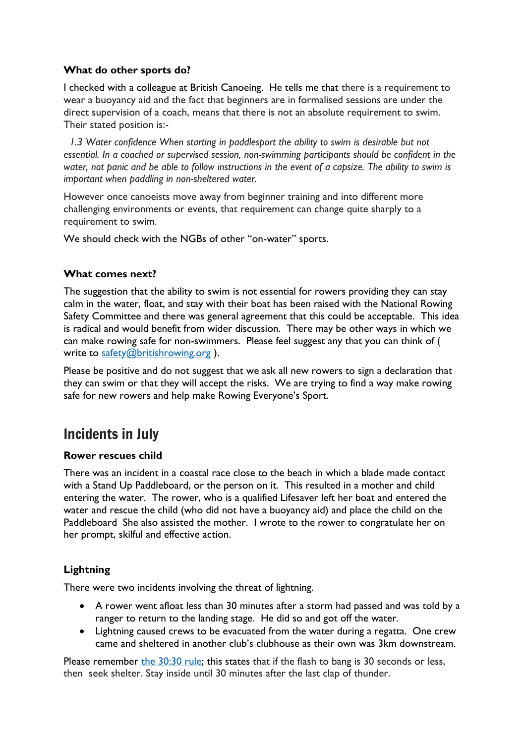**What do other sports do?**

I checked with a colleague at British Canoeing. He tells me that there is a requirement to wear a buoyancy aid and the fact that beginners are in formalised sessions are under the direct supervision of a coach, means that there is not an absolute requirement to swim. Their stated position is:-

*1.3 Water confidence When starting in paddlesport the ability to swim is desirable but not essential. In a coached or supervised session, non-swimming participants should be confident in the water, not panic and be able to follow instructions in the event of a capsize. The ability to swim is important when paddling in non-sheltered water.*

However once canoeists move away from beginner training and into different more challenging environments or events, that requirement can change quite sharply to a requirement to swim.

We should check with the NGBs of other "on-water" sports.

**What comes next?**

The suggestion that the ability to swim is not essential for rowers providing they can stay calm in the water, float, and stay with their boat has been raised with the National Rowing Safety Committee and there was general agreement that this could be acceptable. This idea is radical and would benefit from wider discussion. There may be other ways in which we can make rowing safe for non-swimmers. Please feel suggest any that you can think of ( write to safety@britishrowing.org ).

Please be positive and do not suggest that we ask all new rowers to sign a declaration that they can swim or that they will accept the risks. We are trying to find a way make rowing safe for new rowers and help make Rowing Everyone's Sport.

## Incidents in July

**Rower rescues child**

There was an incident in a coastal race close to the beach in which a blade made contact with a Stand Up Paddleboard, or the person on it. This resulted in a mother and child entering the water. The rower, who is a qualified Lifesaver left her boat and entered the water and rescue the child (who did not have a buoyancy aid) and place the child on the Paddleboard She also assisted the mother. I wrote to the rower to congratulate her on her prompt, skilful and effective action.

**Lightning**

There were two incidents involving the threat of lightning.

- A rower went afloat less than 30 minutes after a storm had passed and was told by a ranger to return to the landing stage. He did so and got off the water.
- Lightning caused crews to be evacuated from the water during a regatta. One crew came and sheltered in another club's clubhouse as their own was 3km downstream.

Please remember the 30:30 rule; this states that if the flash to bang is 30 seconds or less, then seek shelter. Stay inside until 30 minutes after the last clap of thunder.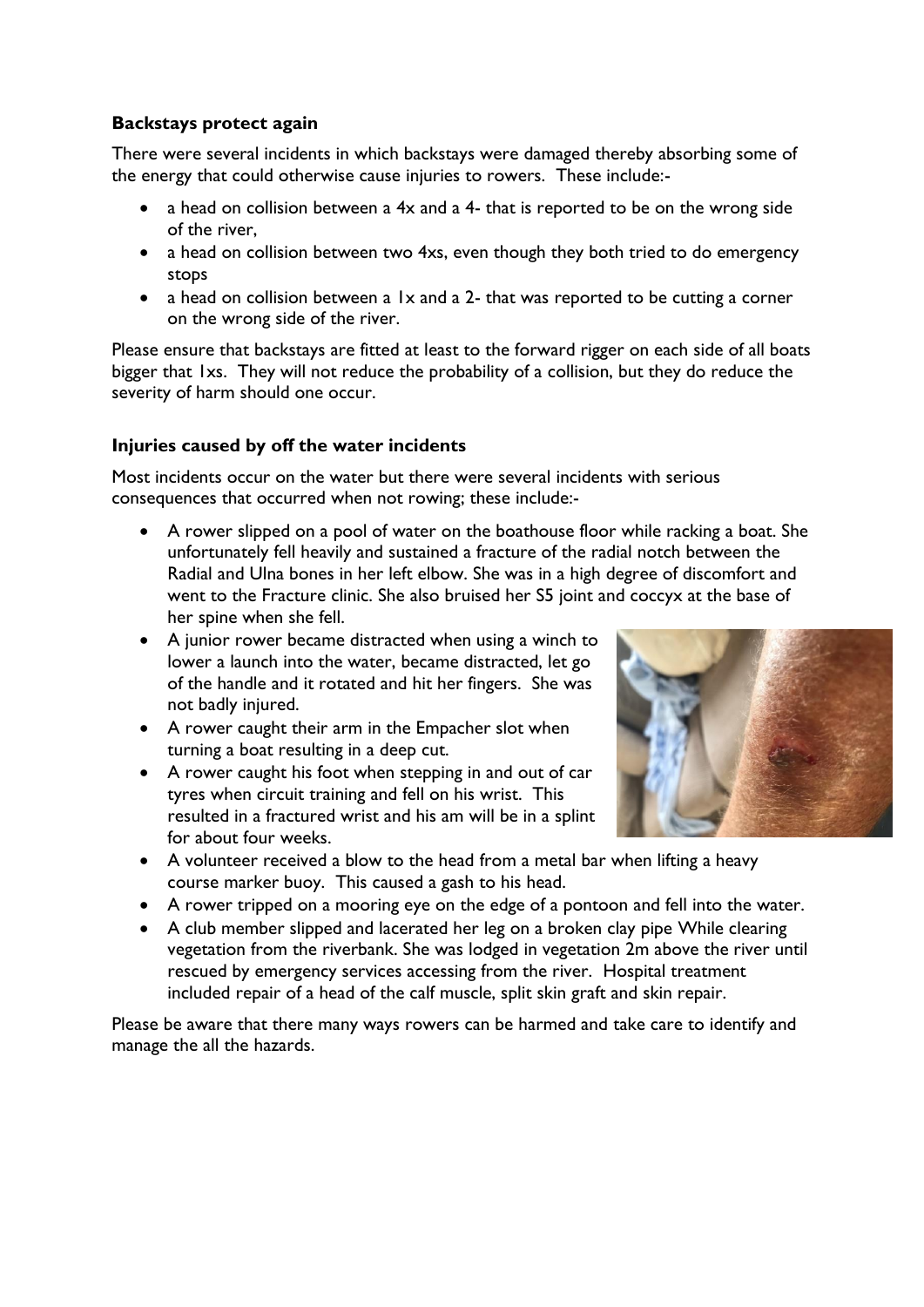**Backstays protect again**

There were several incidents in which backstays were damaged thereby absorbing some of the energy that could otherwise cause injuries to rowers. These include:-

- a head on collision between a 4x and a 4- that is reported to be on the wrong side of the river,
- a head on collision between two 4xs, even though they both tried to do emergency stops
- a head on collision between a 1x and a 2- that was reported to be cutting a corner on the wrong side of the river.

Please ensure that backstays are fitted at least to the forward rigger on each side of all boats bigger that 1xs. They will not reduce the probability of a collision, but they do reduce the severity of harm should one occur.

**Injuries caused by off the water incidents**

Most incidents occur on the water but there were several incidents with serious consequences that occurred when not rowing; these include:-

- A rower slipped on a pool of water on the boathouse floor while racking a boat. She unfortunately fell heavily and sustained a fracture of the radial notch between the Radial and Ulna bones in her left elbow. She was in a high degree of discomfort and went to the Fracture clinic. She also bruised her S5 joint and coccyx at the base of her spine when she fell.
- A junior rower became distracted when using a winch to lower a launch into the water, became distracted, let go of the handle and it rotated and hit her fingers. She was not badly injured.
- A rower caught their arm in the Empacher slot when turning a boat resulting in a deep cut.
- A rower caught his foot when stepping in and out of car tyres when circuit training and fell on his wrist. This resulted in a fractured wrist and his am will be in a splint for about four weeks.
- A volunteer received a blow to the head from a metal bar when lifting a heavy course marker buoy. This caused a gash to his head.
- A rower tripped on a mooring eye on the edge of a pontoon and fell into the water.
- A club member slipped and lacerated her leg on a broken clay pipe While clearing vegetation from the riverbank. She was lodged in vegetation 2m above the river until rescued by emergency services accessing from the river. Hospital treatment included repair of a head of the calf muscle, split skin graft and skin repair.

Please be aware that there many ways rowers can be harmed and take care to identify and manage the all the hazards.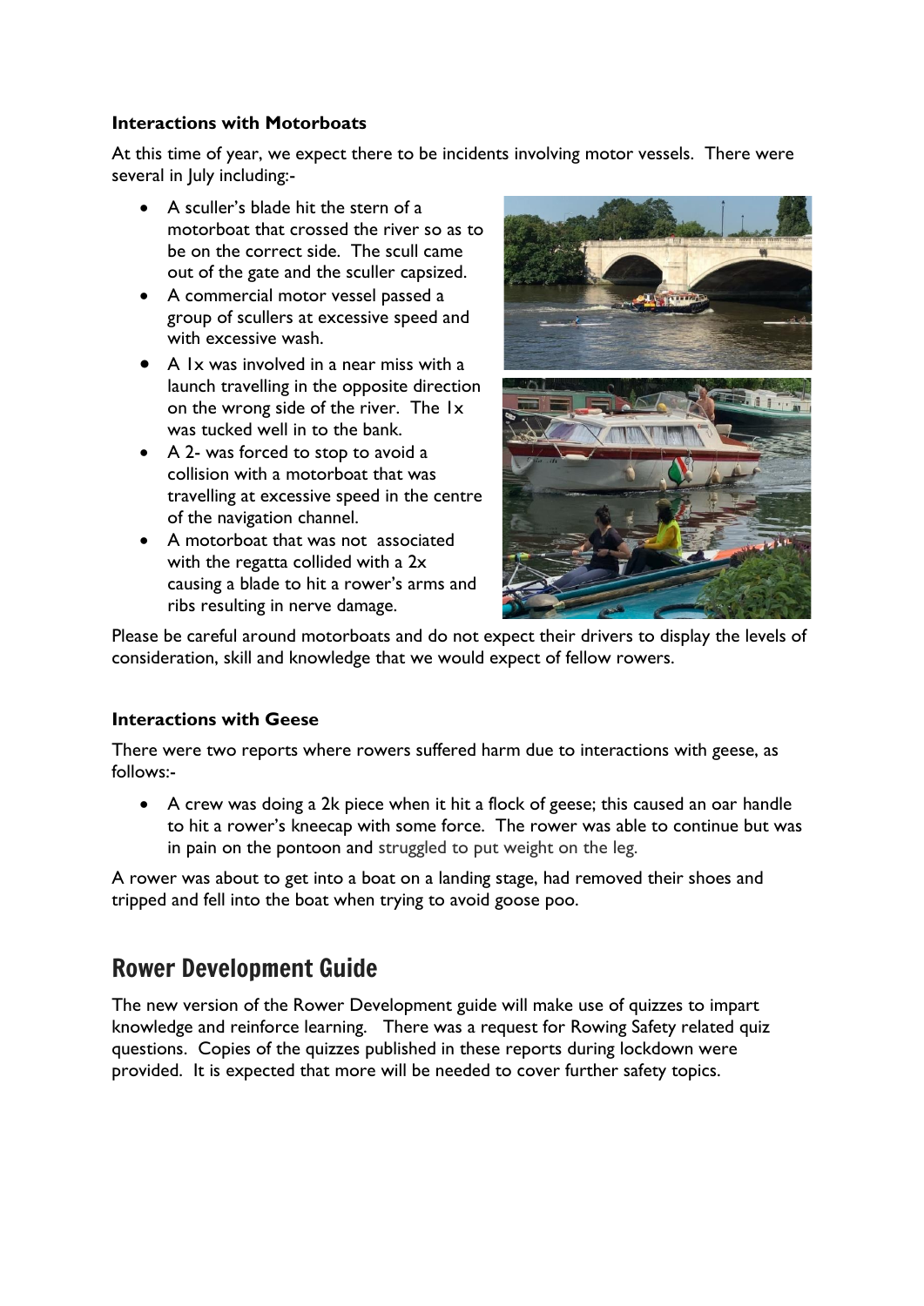**Interactions with Motorboats**

At this time of year, we expect there to be incidents involving motor vessels. There were several in July including:-

- A sculler's blade hit the stern of a motorboat that crossed the river so as to be on the correct side. The scull came out of the gate and the sculler capsized.
- A commercial motor vessel passed a group of scullers at excessive speed and with excessive wash.
- A 1x was involved in a near miss with a launch travelling in the opposite direction on the wrong side of the river. The 1x was tucked well in to the bank.
- A 2- was forced to stop to avoid a collision with a motorboat that was travelling at excessive speed in the centre of the navigation channel.
- A motorboat that was not associated with the regatta collided with a 2x causing a blade to hit a rower's arms and ribs resulting in nerve damage.

Please be careful around motorboats and do not expect their drivers to display the levels of consideration, skill and knowledge that we would expect of fellow rowers.

**Interactions with Geese**

There were two reports where rowers suffered harm due to interactions with geese, as follows:-

- A crew was doing a 2k piece when it hit a flock of geese; this caused an oar handle to hit a rower's kneecap with some force. The rower was able to continue but was in pain on the pontoon and struggled to put weight on the leg.

A rower was about to get into a boat on a landing stage, had removed their shoes and tripped and fell into the boat when trying to avoid goose poo.

# Rower Development Guide

The new version of the Rower Development guide will make use of quizzes to impart knowledge and reinforce learning. There was a request for Rowing Safety related quiz questions. Copies of the quizzes published in these reports during lockdown were provided. It is expected that more will be needed to cover further safety topics.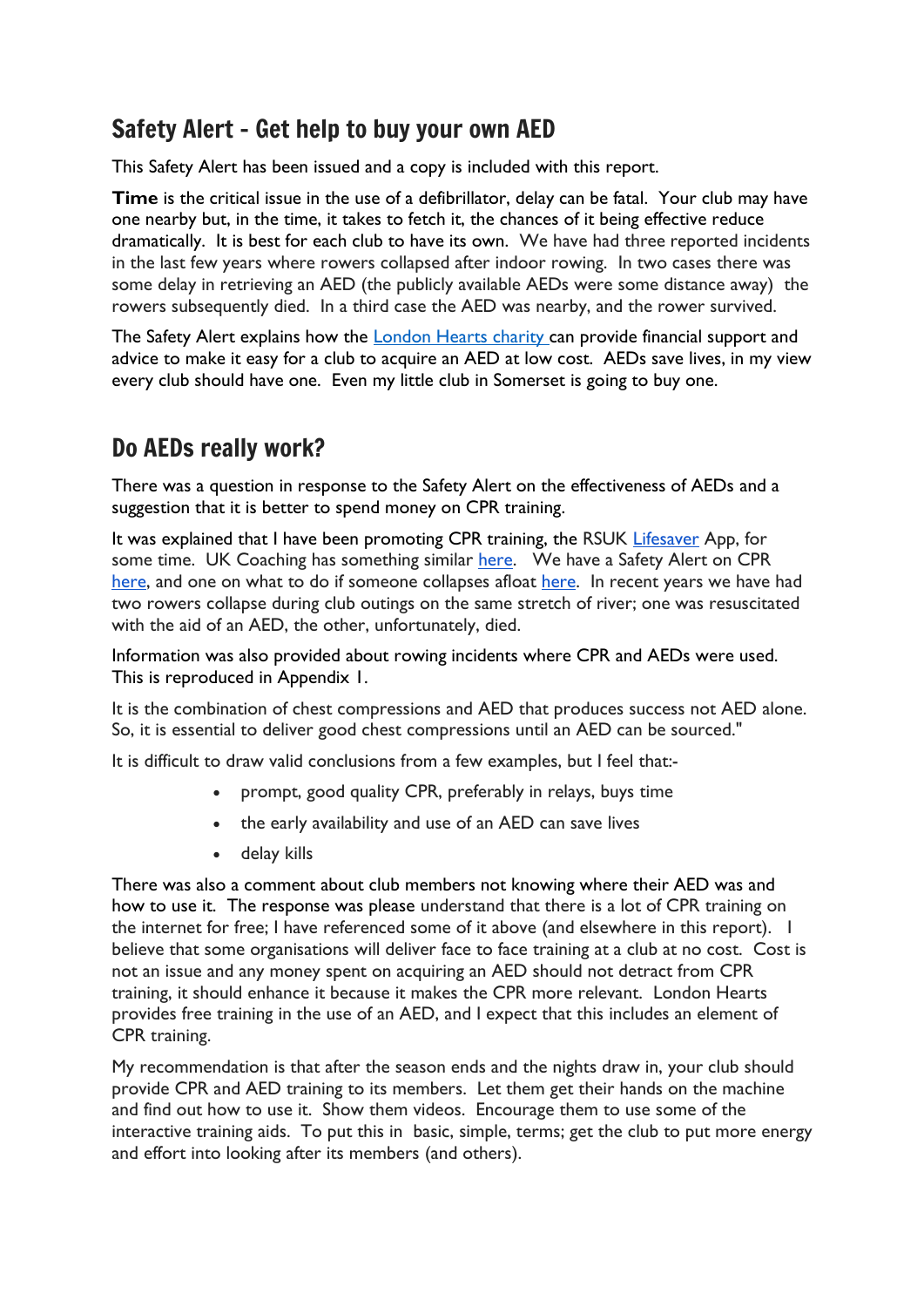## Safety Alert - Get help to buy your own AED

This Safety Alert has been issued and a copy is included with this report.

**Time** is the critical issue in the use of a defibrillator, delay can be fatal. Your club may have one nearby but, in the time, it takes to fetch it, the chances of it being effective reduce dramatically. It is best for each club to have its own. We have had three reported incidents in the last few years where rowers collapsed after indoor rowing. In two cases there was some delay in retrieving an AED (the publicly available AEDs were some distance away) the rowers subsequently died. In a third case the AED was nearby, and the rower survived.

The Safety Alert explains how the London Hearts charity can provide financial support and advice to make it easy for a club to acquire an AED at low cost. AEDs save lives, in my view every club should have one. Even my little club in Somerset is going to buy one.

## Do AEDs really work?

There was a question in response to the Safety Alert on the effectiveness of AEDs and a suggestion that it is better to spend money on CPR training.

It was explained that I have been promoting CPR training, the RSUK Lifesaver App, for some time. UK Coaching has something similar here. We have a Safety Alert on CPR here, and one on what to do if someone collapses afloat here. In recent years we have had two rowers collapse during club outings on the same stretch of river; one was resuscitated with the aid of an AED, the other, unfortunately, died.

Information was also provided about rowing incidents where CPR and AEDs were used. This is reproduced in Appendix 1.

It is the combination of chest compressions and AED that produces success not AED alone. So, it is essential to deliver good chest compressions until an AED can be sourced."

It is difficult to draw valid conclusions from a few examples, but I feel that:-

- prompt, good quality CPR, preferably in relays, buys time
- the early availability and use of an AED can save lives
- delay kills

There was also a comment about club members not knowing where their AED was and how to use it. The response was please understand that there is a lot of CPR training on the internet for free; I have referenced some of it above (and elsewhere in this report). I believe that some organisations will deliver face to face training at a club at no cost. Cost is not an issue and any money spent on acquiring an AED should not detract from CPR training, it should enhance it because it makes the CPR more relevant. London Hearts provides free training in the use of an AED, and I expect that this includes an element of CPR training.

My recommendation is that after the season ends and the nights draw in, your club should provide CPR and AED training to its members. Let them get their hands on the machine and find out how to use it. Show them videos. Encourage them to use some of the interactive training aids. To put this in basic, simple, terms; get the club to put more energy and effort into looking after its members (and others).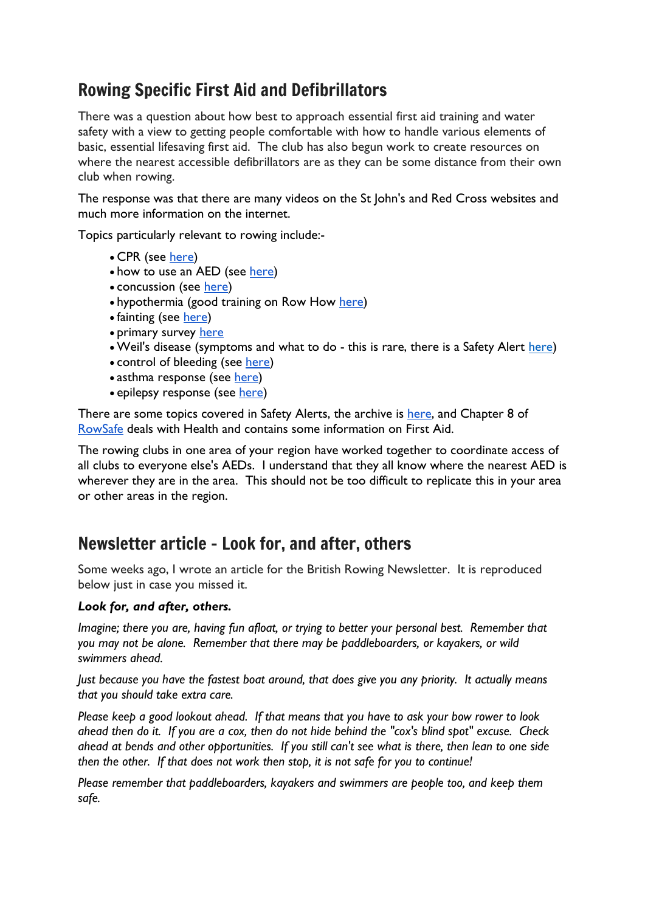## Rowing Specific First Aid and Defibrillators

There was a question about how best to approach essential first aid training and water safety with a view to getting people comfortable with how to handle various elements of basic, essential lifesaving first aid. The club has also begun work to create resources on where the nearest accessible defibrillators are as they can be some distance from their own club when rowing.

The response was that there are many videos on the St John's and Red Cross websites and much more information on the internet.

Topics particularly relevant to rowing include:-

- CPR (see here)
- how to use an AED (see here)
- concussion (see here)
- hypothermia (good training on Row How here)
- fainting (see here)
- primary survey here
- Weil's disease (symptoms and what to do - this is rare, there is a Safety Alert here)
- control of bleeding (see here)
- asthma response (see here)
- epilepsy response (see here)

There are some topics covered in Safety Alerts, the archive is here, and Chapter 8 of RowSafe deals with Health and contains some information on First Aid.

The rowing clubs in one area of your region have worked together to coordinate access of all clubs to everyone else's AEDs. I understand that they all know where the nearest AED is wherever they are in the area. This should not be too difficult to replicate this in your area or other areas in the region.

## Newsletter article - Look for, and after, others

Some weeks ago, I wrote an article for the British Rowing Newsletter. It is reproduced below just in case you missed it.

***Look for, and after, others.***

*Imagine; there you are, having fun afloat, or trying to better your personal best. Remember that you may not be alone. Remember that there may be paddleboarders, or kayakers, or wild swimmers ahead.*

*Just because you have the fastest boat around, that does give you any priority. It actually means that you should take extra care.*

*Please keep a good lookout ahead. If that means that you have to ask your bow rower to look ahead then do it. If you are a cox, then do not hide behind the "cox's blind spot" excuse. Check ahead at bends and other opportunities. If you still can't see what is there, then lean to one side then the other. If that does not work then stop, it is not safe for you to continue!*

*Please remember that paddleboarders, kayakers and swimmers are people too, and keep them safe.*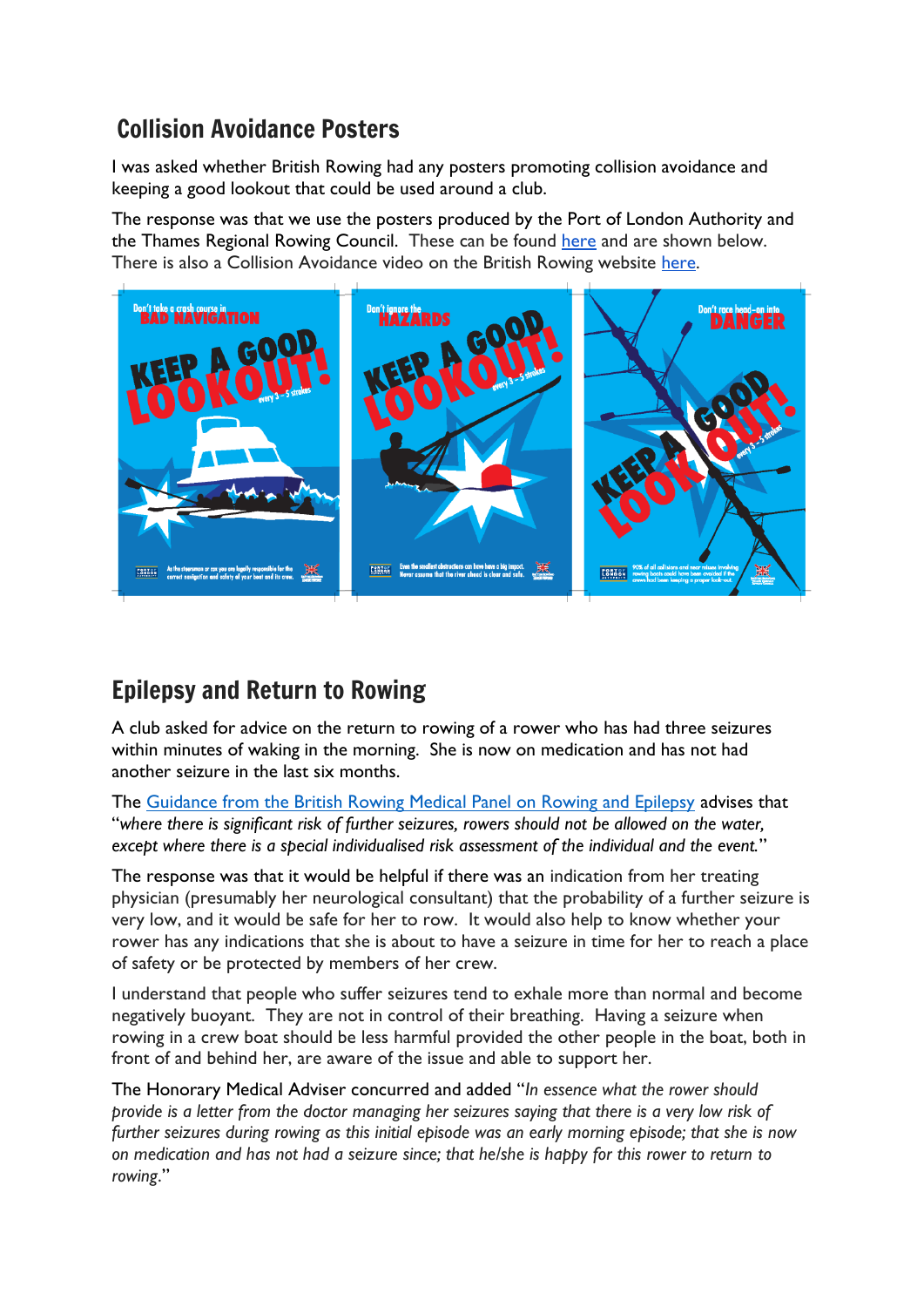## Collision Avoidance Posters

I was asked whether British Rowing had any posters promoting collision avoidance and keeping a good lookout that could be used around a club.

The response was that we use the posters produced by the Port of London Authority and the Thames Regional Rowing Council. These can be found here and are shown below. There is also a Collision Avoidance video on the British Rowing website here.

## Epilepsy and Return to Rowing

A club asked for advice on the return to rowing of a rower who has had three seizures within minutes of waking in the morning. She is now on medication and has not had another seizure in the last six months.

The Guidance from the British Rowing Medical Panel on Rowing and Epilepsy advises that "*where there is significant risk of further seizures, rowers should not be allowed on the water, except where there is a special individualised risk assessment of the individual and the event.*"

The response was that it would be helpful if there was an indication from her treating physician (presumably her neurological consultant) that the probability of a further seizure is very low, and it would be safe for her to row. It would also help to know whether your rower has any indications that she is about to have a seizure in time for her to reach a place of safety or be protected by members of her crew.

I understand that people who suffer seizures tend to exhale more than normal and become negatively buoyant. They are not in control of their breathing. Having a seizure when rowing in a crew boat should be less harmful provided the other people in the boat, both in front of and behind her, are aware of the issue and able to support her.

The Honorary Medical Adviser concurred and added "*In essence what the rower should provide is a letter from the doctor managing her seizures saying that there is a very low risk of further seizures during rowing as this initial episode was an early morning episode; that she is now on medication and has not had a seizure since; that he/she is happy for this rower to return to rowing.*"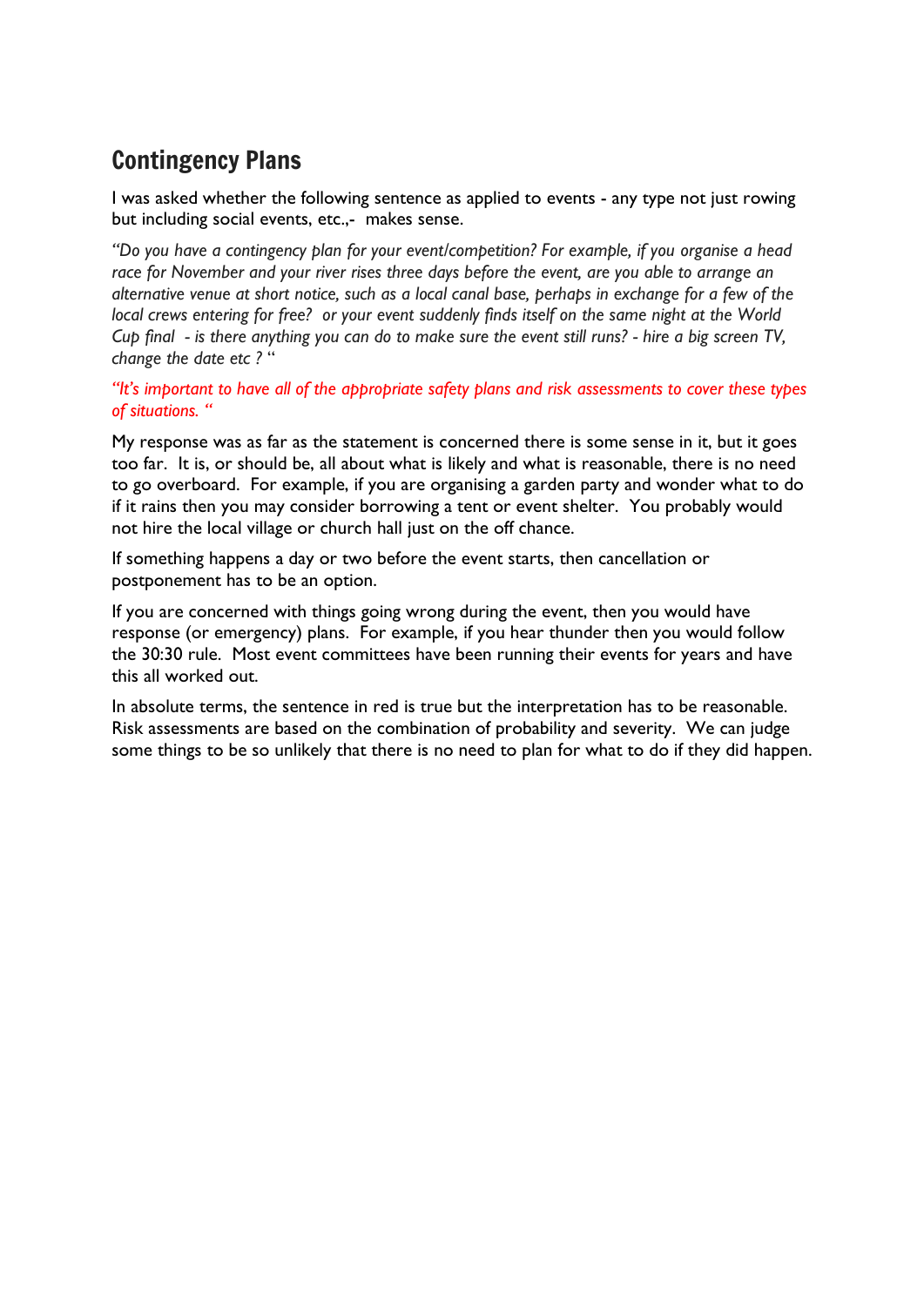## Contingency Plans

I was asked whether the following sentence as applied to events - any type not just rowing but including social events, etc.,- makes sense.

*"Do you have a contingency plan for your event/competition? For example, if you organise a head race for November and your river rises three days before the event, are you able to arrange an alternative venue at short notice, such as a local canal base, perhaps in exchange for a few of the local crews entering for free? or your event suddenly finds itself on the same night at the World Cup final - is there anything you can do to make sure the event still runs? - hire a big screen TV, change the date etc ?* "

*"It's important to have all of the appropriate safety plans and risk assessments to cover these types of situations. "*

My response was as far as the statement is concerned there is some sense in it, but it goes too far. It is, or should be, all about what is likely and what is reasonable, there is no need to go overboard. For example, if you are organising a garden party and wonder what to do if it rains then you may consider borrowing a tent or event shelter. You probably would not hire the local village or church hall just on the off chance.

If something happens a day or two before the event starts, then cancellation or postponement has to be an option.

If you are concerned with things going wrong during the event, then you would have response (or emergency) plans. For example, if you hear thunder then you would follow the 30:30 rule. Most event committees have been running their events for years and have this all worked out.

In absolute terms, the sentence in red is true but the interpretation has to be reasonable. Risk assessments are based on the combination of probability and severity. We can judge some things to be so unlikely that there is no need to plan for what to do if they did happen.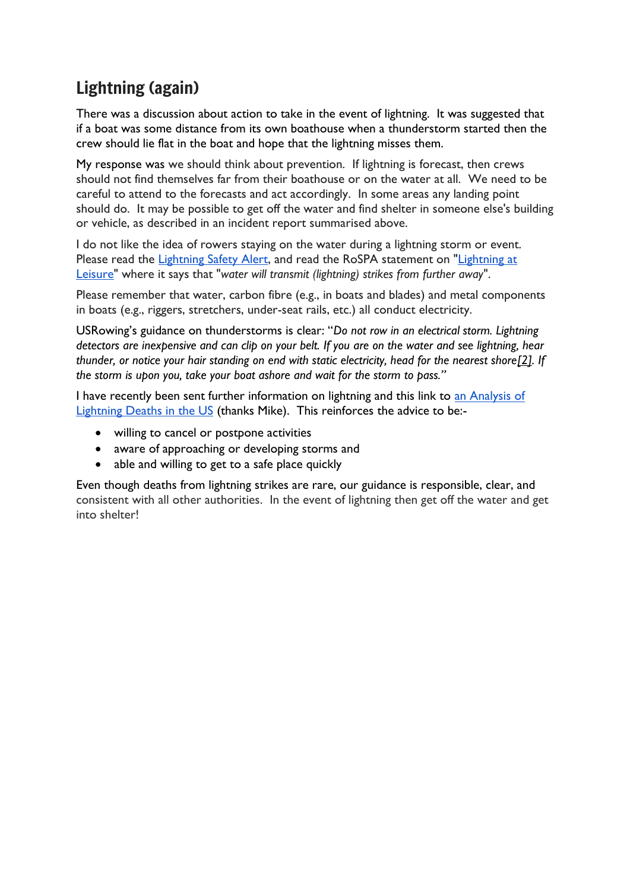## Lightning (again)

There was a discussion about action to take in the event of lightning. It was suggested that if a boat was some distance from its own boathouse when a thunderstorm started then the crew should lie flat in the boat and hope that the lightning misses them.

My response was we should think about prevention. If lightning is forecast, then crews should not find themselves far from their boathouse or on the water at all. We need to be careful to attend to the forecasts and act accordingly. In some areas any landing point should do. It may be possible to get off the water and find shelter in someone else's building or vehicle, as described in an incident report summarised above.

I do not like the idea of rowers staying on the water during a lightning storm or event. Please read the Lightning Safety Alert, and read the RoSPA statement on "Lightning at Leisure" where it says that "*water will transmit (lightning) strikes from further away*".

Please remember that water, carbon fibre (e.g., in boats and blades) and metal components in boats (e.g., riggers, stretchers, under-seat rails, etc.) all conduct electricity.

USRowing's guidance on thunderstorms is clear: "*Do not row in an electrical storm. Lightning detectors are inexpensive and can clip on your belt. If you are on the water and see lightning, hear thunder, or notice your hair standing on end with static electricity, head for the nearest shore[2]. If the storm is upon you, take your boat ashore and wait for the storm to pass.*"

I have recently been sent further information on lightning and this link to an Analysis of Lightning Deaths in the US (thanks Mike). This reinforces the advice to be:-

- willing to cancel or postpone activities
- aware of approaching or developing storms and
- able and willing to get to a safe place quickly

Even though deaths from lightning strikes are rare, our guidance is responsible, clear, and consistent with all other authorities. In the event of lightning then get off the water and get into shelter!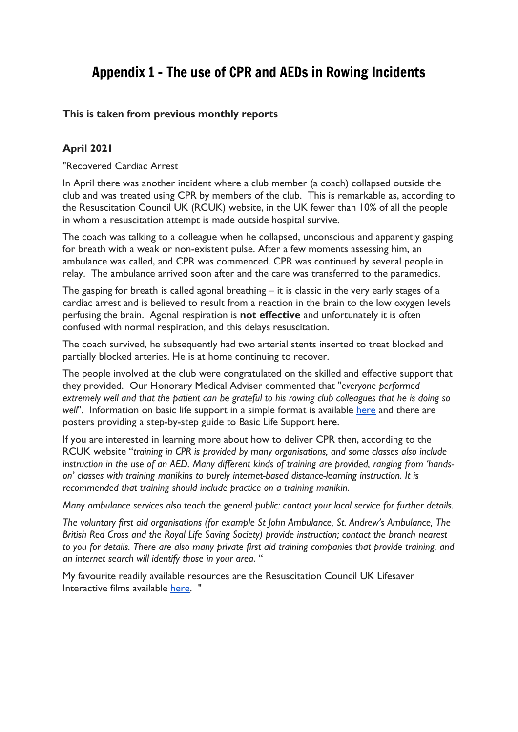# Appendix 1 - The use of CPR and AEDs in Rowing Incidents

**This is taken from previous monthly reports**

**April 2021**

"Recovered Cardiac Arrest

In April there was another incident where a club member (a coach) collapsed outside the club and was treated using CPR by members of the club. This is remarkable as, according to the Resuscitation Council UK (RCUK) website, in the UK fewer than 10% of all the people in whom a resuscitation attempt is made outside hospital survive.

The coach was talking to a colleague when he collapsed, unconscious and apparently gasping for breath with a weak or non-existent pulse. After a few moments assessing him, an ambulance was called, and CPR was commenced. CPR was continued by several people in relay. The ambulance arrived soon after and the care was transferred to the paramedics.

The gasping for breath is called agonal breathing – it is classic in the very early stages of a cardiac arrest and is believed to result from a reaction in the brain to the low oxygen levels perfusing the brain. Agonal respiration is **not effective** and unfortunately it is often confused with normal respiration, and this delays resuscitation.

The coach survived, he subsequently had two arterial stents inserted to treat blocked and partially blocked arteries. He is at home continuing to recover.

The people involved at the club were congratulated on the skilled and effective support that they provided. Our Honorary Medical Adviser commented that "*everyone performed extremely well and that the patient can be grateful to his rowing club colleagues that he is doing so well*". Information on basic life support in a simple format is available here and there are posters providing a step-by-step guide to Basic Life Support here.

If you are interested in learning more about how to deliver CPR then, according to the RCUK website "*training in CPR is provided by many organisations, and some classes also include instruction in the use of an AED. Many different kinds of training are provided, ranging from 'hands-on' classes with training manikins to purely internet-based distance-learning instruction. It is recommended that training should include practice on a training manikin.*

*Many ambulance services also teach the general public: contact your local service for further details.*

*The voluntary first aid organisations (for example St John Ambulance, St. Andrew's Ambulance, The British Red Cross and the Royal Life Saving Society) provide instruction; contact the branch nearest to you for details. There are also many private first aid training companies that provide training, and an internet search will identify those in your area.* "

My favourite readily available resources are the Resuscitation Council UK Lifesaver Interactive films available here. "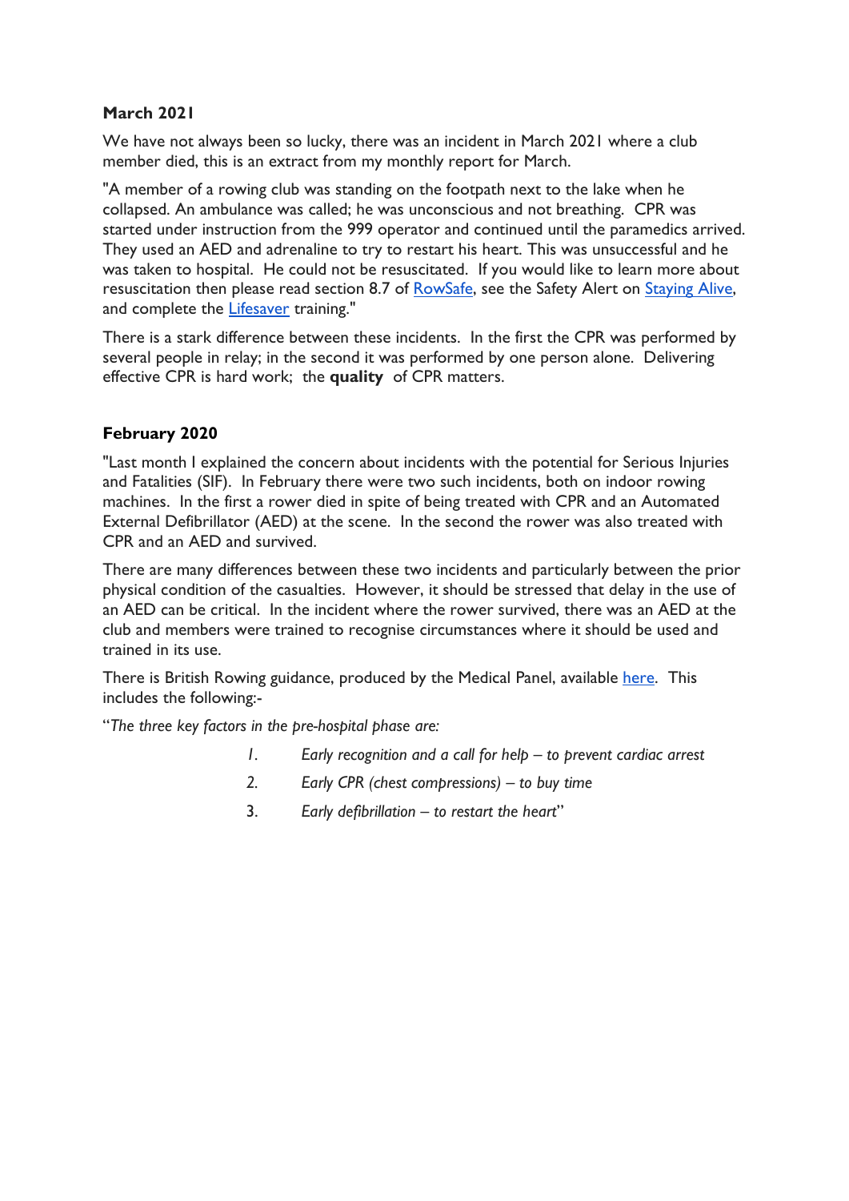**March 2021**

We have not always been so lucky, there was an incident in March 2021 where a club member died, this is an extract from my monthly report for March.

"A member of a rowing club was standing on the footpath next to the lake when he collapsed. An ambulance was called; he was unconscious and not breathing. CPR was started under instruction from the 999 operator and continued until the paramedics arrived. They used an AED and adrenaline to try to restart his heart. This was unsuccessful and he was taken to hospital. He could not be resuscitated. If you would like to learn more about resuscitation then please read section 8.7 of RowSafe, see the Safety Alert on Staying Alive, and complete the Lifesaver training."

There is a stark difference between these incidents. In the first the CPR was performed by several people in relay; in the second it was performed by one person alone. Delivering effective CPR is hard work; the **quality** of CPR matters.

**February 2020**

"Last month I explained the concern about incidents with the potential for Serious Injuries and Fatalities (SIF). In February there were two such incidents, both on indoor rowing machines. In the first a rower died in spite of being treated with CPR and an Automated External Defibrillator (AED) at the scene. In the second the rower was also treated with CPR and an AED and survived.

There are many differences between these two incidents and particularly between the prior physical condition of the casualties. However, it should be stressed that delay in the use of an AED can be critical. In the incident where the rower survived, there was an AED at the club and members were trained to recognise circumstances where it should be used and trained in its use.

There is British Rowing guidance, produced by the Medical Panel, available here. This includes the following:-

"*The three key factors in the pre-hospital phase are:*

1. *Early recognition and a call for help – to prevent cardiac arrest*
2. *Early CPR (chest compressions) – to buy time*
3. *Early defibrillation – to restart the heart*"